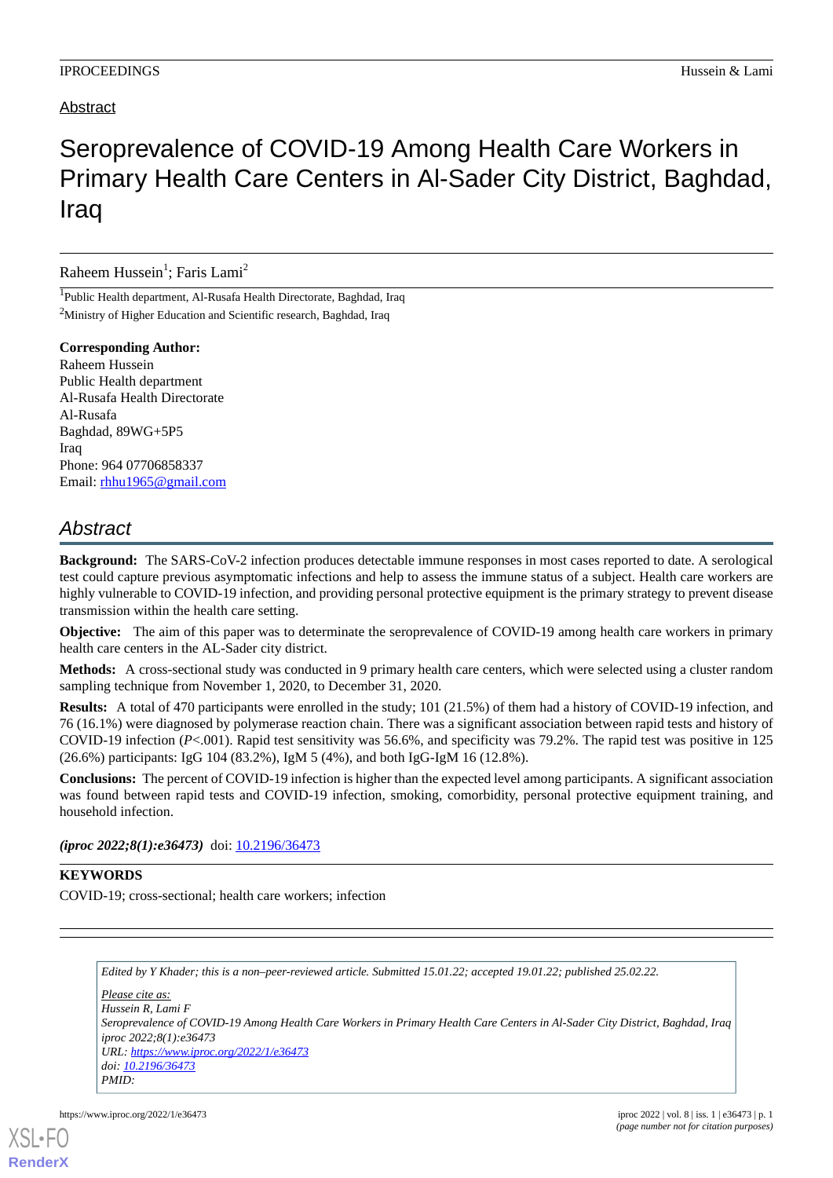Abstract

# Seroprevalence of COVID-19 Among Health Care Workers in Primary Health Care Centers in Al-Sader City District, Baghdad, Iraq

Raheem Hussein[1]; Faris Lami[2]

[1]Public Health department, Al-Rusafa Health Directorate, Baghdad, Iraq

[2]Ministry of Higher Education and Scientific research, Baghdad, Iraq

**Corresponding Author:**
Raheem Hussein
Public Health department
Al-Rusafa Health Directorate
Al-Rusafa
Baghdad, 89WG+5P5
Iraq
Phone: 964 07706858337
Email: rhhu1965@gmail.com

## *Abstract*

**Background:** The SARS-CoV-2 infection produces detectable immune responses in most cases reported to date. A serological test could capture previous asymptomatic infections and help to assess the immune status of a subject. Health care workers are highly vulnerable to COVID-19 infection, and providing personal protective equipment is the primary strategy to prevent disease transmission within the health care setting.

**Objective:** The aim of this paper was to determinate the seroprevalence of COVID-19 among health care workers in primary health care centers in the AL-Sader city district.

**Methods:** A cross-sectional study was conducted in 9 primary health care centers, which were selected using a cluster random sampling technique from November 1, 2020, to December 31, 2020.

**Results:** A total of 470 participants were enrolled in the study; 101 (21.5%) of them had a history of COVID-19 infection, and 76 (16.1%) were diagnosed by polymerase reaction chain. There was a significant association between rapid tests and history of COVID-19 infection (*P*<.001). Rapid test sensitivity was 56.6%, and specificity was 79.2%. The rapid test was positive in 125 (26.6%) participants: IgG 104 (83.2%), IgM 5 (4%), and both IgG-IgM 16 (12.8%).

**Conclusions:** The percent of COVID-19 infection is higher than the expected level among participants. A significant association was found between rapid tests and COVID-19 infection, smoking, comorbidity, personal protective equipment training, and household infection.

***(iproc 2022;8(1):e36473)*** doi: 10.2196/36473

**KEYWORDS**

COVID-19; cross-sectional; health care workers; infection

*Edited by Y Khader; this is a non–peer-reviewed article. Submitted 15.01.22; accepted 19.01.22; published 25.02.22.*

*Please cite as:*
*Hussein R, Lami F*
*Seroprevalence of COVID-19 Among Health Care Workers in Primary Health Care Centers in Al-Sader City District, Baghdad, Iraq*
*iproc 2022;8(1):e36473*
*URL: https://www.iproc.org/2022/1/e36473*
*doi: 10.2196/36473*
*PMID:*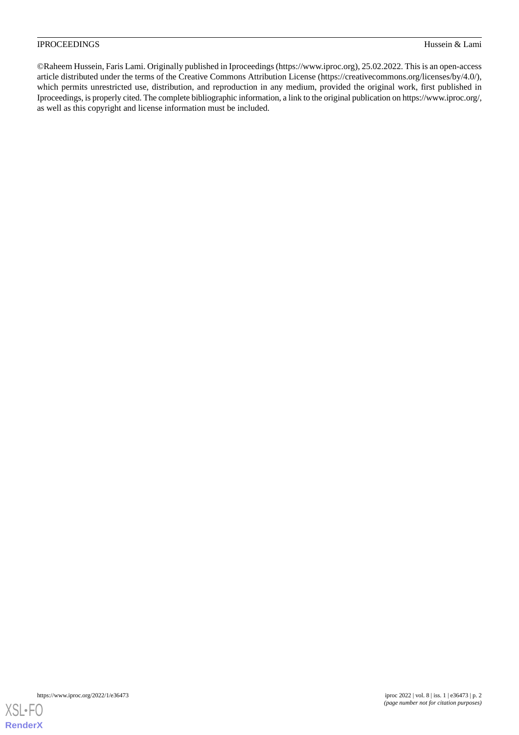©Raheem Hussein, Faris Lami. Originally published in Iproceedings (https://www.iproc.org), 25.02.2022. This is an open-access article distributed under the terms of the Creative Commons Attribution License (https://creativecommons.org/licenses/by/4.0/), which permits unrestricted use, distribution, and reproduction in any medium, provided the original work, first published in Iproceedings, is properly cited. The complete bibliographic information, a link to the original publication on https://www.iproc.org/, as well as this copyright and license information must be included.